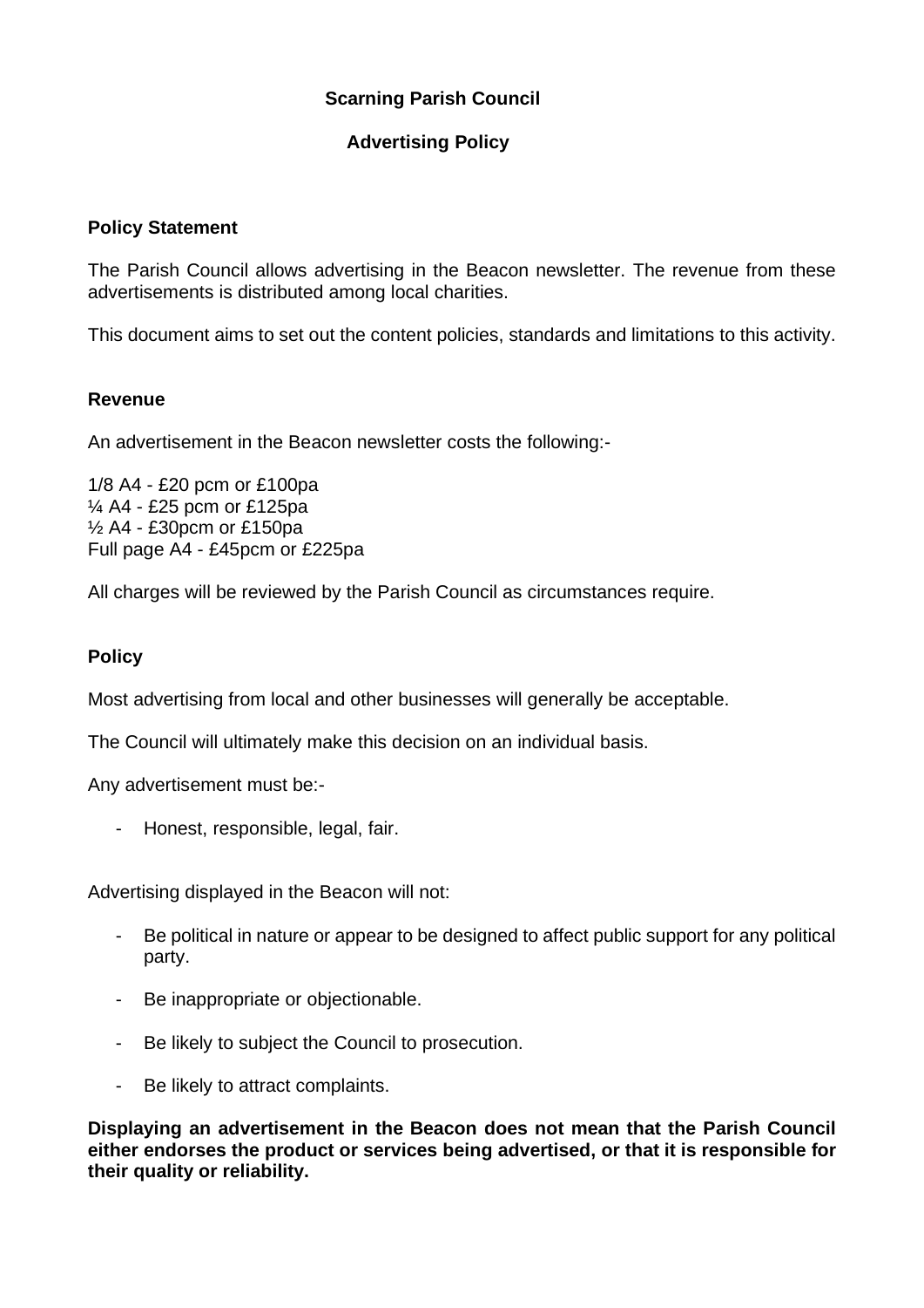# Scarning Parish Council

## Advertising Policy

### Policy Statement

The Parish Council allows advertising in the Beacon newsletter. The revenue from these advertisements is distributed among local charities.

This document aims to set out the content policies, standards and limitations to this activity.

### Revenue

An advertisement in the Beacon newsletter costs the following:-

1/8 A4 - £20 pcm or £100pa
¼ A4 - £25 pcm or £125pa
½ A4 - £30pcm or £150pa
Full page A4 - £45pcm or £225pa

All charges will be reviewed by the Parish Council as circumstances require.

### Policy

Most advertising from local and other businesses will generally be acceptable.

The Council will ultimately make this decision on an individual basis.

Any advertisement must be:-

- Honest, responsible, legal, fair.

Advertising displayed in the Beacon will not:

- Be political in nature or appear to be designed to affect public support for any political party.
- Be inappropriate or objectionable.
- Be likely to subject the Council to prosecution.
- Be likely to attract complaints.

**Displaying an advertisement in the Beacon does not mean that the Parish Council either endorses the product or services being advertised, or that it is responsible for their quality or reliability.**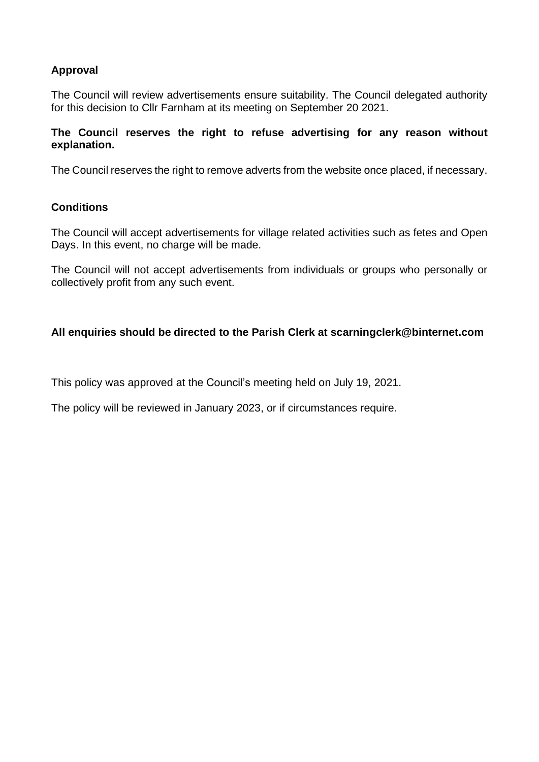## Approval

The Council will review advertisements ensure suitability. The Council delegated authority for this decision to Cllr Farnham at its meeting on September 20 2021.

**The Council reserves the right to refuse advertising for any reason without explanation.**

The Council reserves the right to remove adverts from the website once placed, if necessary.

## Conditions

The Council will accept advertisements for village related activities such as fetes and Open Days. In this event, no charge will be made.

The Council will not accept advertisements from individuals or groups who personally or collectively profit from any such event.

**All enquiries should be directed to the Parish Clerk at scarningclerk@binternet.com**

This policy was approved at the Council's meeting held on July 19, 2021.

The policy will be reviewed in January 2023, or if circumstances require.